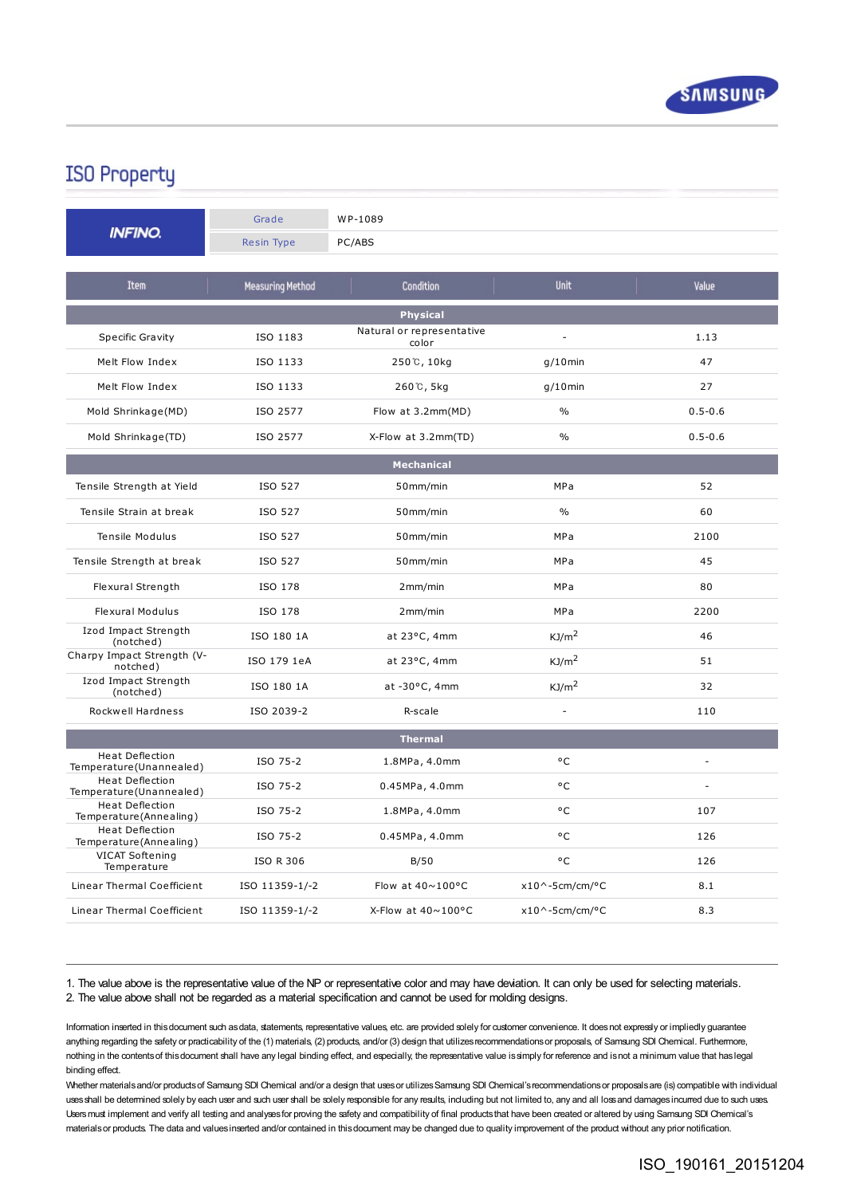## ISO Property

| INFINO | Grade | WP-1089 |
|---|---|---|
| | Resin Type | PC/ABS |

| Item | Measuring Method | Condition | Unit | Value |
|---|---|---|---|---|
| **Physical** | | | | |
| Specific Gravity | ISO 1183 | Natural or representative color | - | 1.13 |
| Melt Flow Index | ISO 1133 | 250℃, 10kg | g/10min | 47 |
| Melt Flow Index | ISO 1133 | 260℃, 5kg | g/10min | 27 |
| Mold Shrinkage(MD) | ISO 2577 | Flow at 3.2mm(MD) | % | 0.5-0.6 |
| Mold Shrinkage(TD) | ISO 2577 | X-Flow at 3.2mm(TD) | % | 0.5-0.6 |
| **Mechanical** | | | | |
| Tensile Strength at Yield | ISO 527 | 50mm/min | MPa | 52 |
| Tensile Strain at break | ISO 527 | 50mm/min | % | 60 |
| Tensile Modulus | ISO 527 | 50mm/min | MPa | 2100 |
| Tensile Strength at break | ISO 527 | 50mm/min | MPa | 45 |
| Flexural Strength | ISO 178 | 2mm/min | MPa | 80 |
| Flexural Modulus | ISO 178 | 2mm/min | MPa | 2200 |
| Izod Impact Strength (notched) | ISO 180 1A | at 23°C, 4mm | $KJ/m^2$ | 46 |
| Charpy Impact Strength (V-notched) | ISO 179 1eA | at 23°C, 4mm | $KJ/m^2$ | 51 |
| Izod Impact Strength (notched) | ISO 180 1A | at -30°C, 4mm | $KJ/m^2$ | 32 |
| Rockwell Hardness | ISO 2039-2 | R-scale | - | 110 |
| **Thermal** | | | | |
| Heat Deflection Temperature(Unannealed) | ISO 75-2 | 1.8MPa, 4.0mm | °C | - |
| Heat Deflection Temperature(Unannealed) | ISO 75-2 | 0.45MPa, 4.0mm | °C | - |
| Heat Deflection Temperature(Annealing) | ISO 75-2 | 1.8MPa, 4.0mm | °C | 107 |
| Heat Deflection Temperature(Annealing) | ISO 75-2 | 0.45MPa, 4.0mm | °C | 126 |
| VICAT Softening Temperature | ISO R 306 | B/50 | °C | 126 |
| Linear Thermal Coefficient | ISO 11359-1/-2 | Flow at 40~100°C | x10^-5cm/cm/°C | 8.1 |
| Linear Thermal Coefficient | ISO 11359-1/-2 | X-Flow at 40~100°C | x10^-5cm/cm/°C | 8.3 |

1. The value above is the representative value of the NP or representative color and may have deviation. It can only be used for selecting materials.
2. The value above shall not be regarded as a material specification and cannot be used for molding designs.

Information inserted in this document such as data, statements, representative values, etc. are provided solely for customer convenience. It does not expressly or impliedly guarantee anything regarding the safety or practicability of the (1) materials, (2) products, and/or (3) design that utilizes recommendations or proposals, of Samsung SDI Chemical. Furthermore, nothing in the contents of this document shall have any legal binding effect, and especially, the representative value is simply for reference and is not a minimum value that has legal binding effect.

Whether materials and/or products of Samsung SDI Chemical and/or a design that uses or utilizes Samsung SDI Chemical's recommendations or proposals are (is) compatible with individual uses shall be determined solely by each user and such user shall be solely responsible for any results, including but not limited to, any and all loss and damages incurred due to such uses. Users must implement and verify all testing and analyses for proving the safety and compatibility of final products that have been created or altered by using Samsung SDI Chemical's materials or products. The data and values inserted and/or contained in this document may be changed due to quality improvement of the product without any prior notification.

ISO_190161_20151204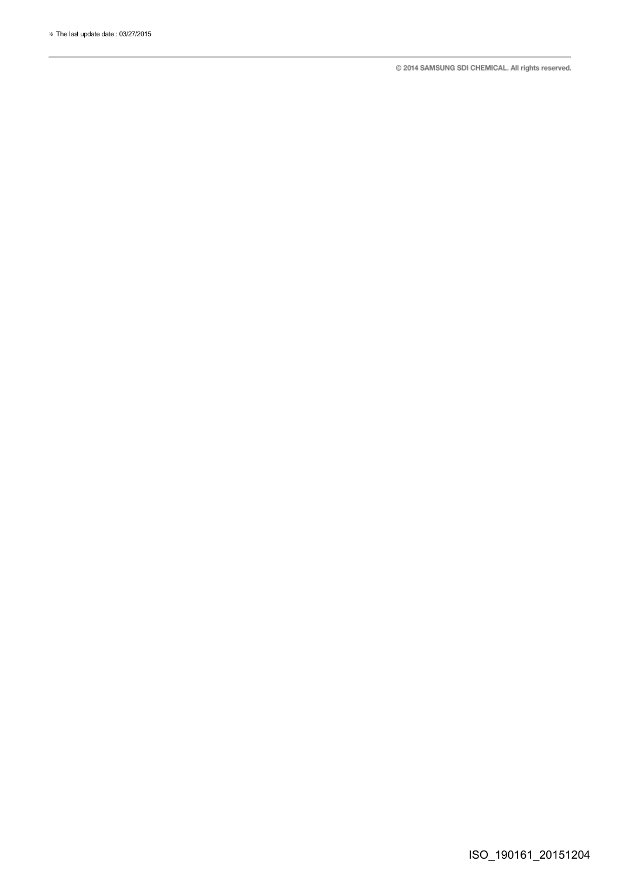※ The last update date : 03/27/2015

© 2014 SAMSUNG SDI CHEMICAL. All rights reserved.

ISO_190161_20151204